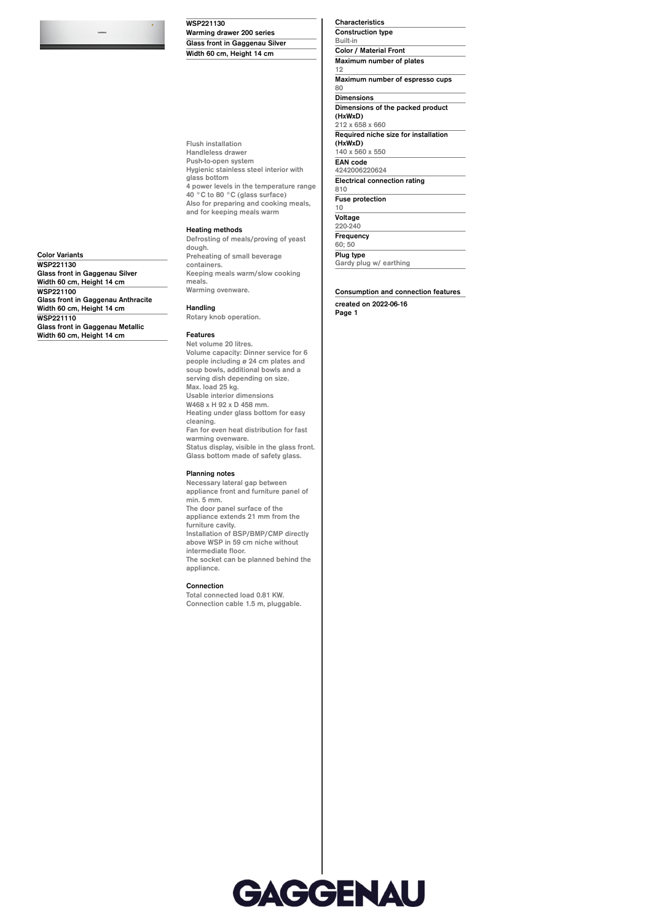**WSP221130**
**Warming drawer 200 series**
**Glass front in Gaggenau Silver**
**Width 60 cm, Height 14 cm**

### Color Variants

**WSP221130**
**Glass front in Gaggenau Silver**
**Width 60 cm, Height 14 cm**

**WSP221100**
**Glass front in Gaggenau Anthracite**
**Width 60 cm, Height 14 cm**

**WSP221110**
**Glass front in Gaggenau Metallic**
**Width 60 cm, Height 14 cm**

Flush installation
Handleless drawer
Push-to-open system
Hygienic stainless steel interior with glass bottom
4 power levels in the temperature range 40 °C to 80 °C (glass surface)
Also for preparing and cooking meals, and for keeping meals warm

### Heating methods

Defrosting of meals/proving of yeast dough.
Preheating of small beverage containers.
Keeping meals warm/slow cooking meals.
Warming ovenware.

### Handling

Rotary knob operation.

### Features

Net volume 20 litres.
Volume capacity: Dinner service for 6 people including ø 24 cm plates and soup bowls, additional bowls and a serving dish depending on size.
Max. load 25 kg.
Usable interior dimensions
W468 x H 92 x D 458 mm.
Heating under glass bottom for easy cleaning.
Fan for even heat distribution for fast warming ovenware.
Status display, visible in the glass front.
Glass bottom made of safety glass.

### Planning notes

Necessary lateral gap between appliance front and furniture panel of min. 5 mm.
The door panel surface of the appliance extends 21 mm from the furniture cavity.
Installation of BSP/BMP/CMP directly above WSP in 59 cm niche without intermediate floor.
The socket can be planned behind the appliance.

### Connection

Total connected load 0.81 KW.
Connection cable 1.5 m, pluggable.

### Characteristics

**Construction type**
Built-in

**Color / Material Front**

**Maximum number of plates**
12

**Maximum number of espresso cups**
80

**Dimensions**

**Dimensions of the packed product (HxWxD)**
212 x 658 x 660

**Required niche size for installation (HxWxD)**
140 x 560 x 550

**EAN code**
4242006220624

**Electrical connection rating**
810

**Fuse protection**
10

**Voltage**
220-240

**Frequency**
60; 50

**Plug type**
Gardy plug w/ earthing

### Consumption and connection features

created on 2022-06-16

GAGGENAU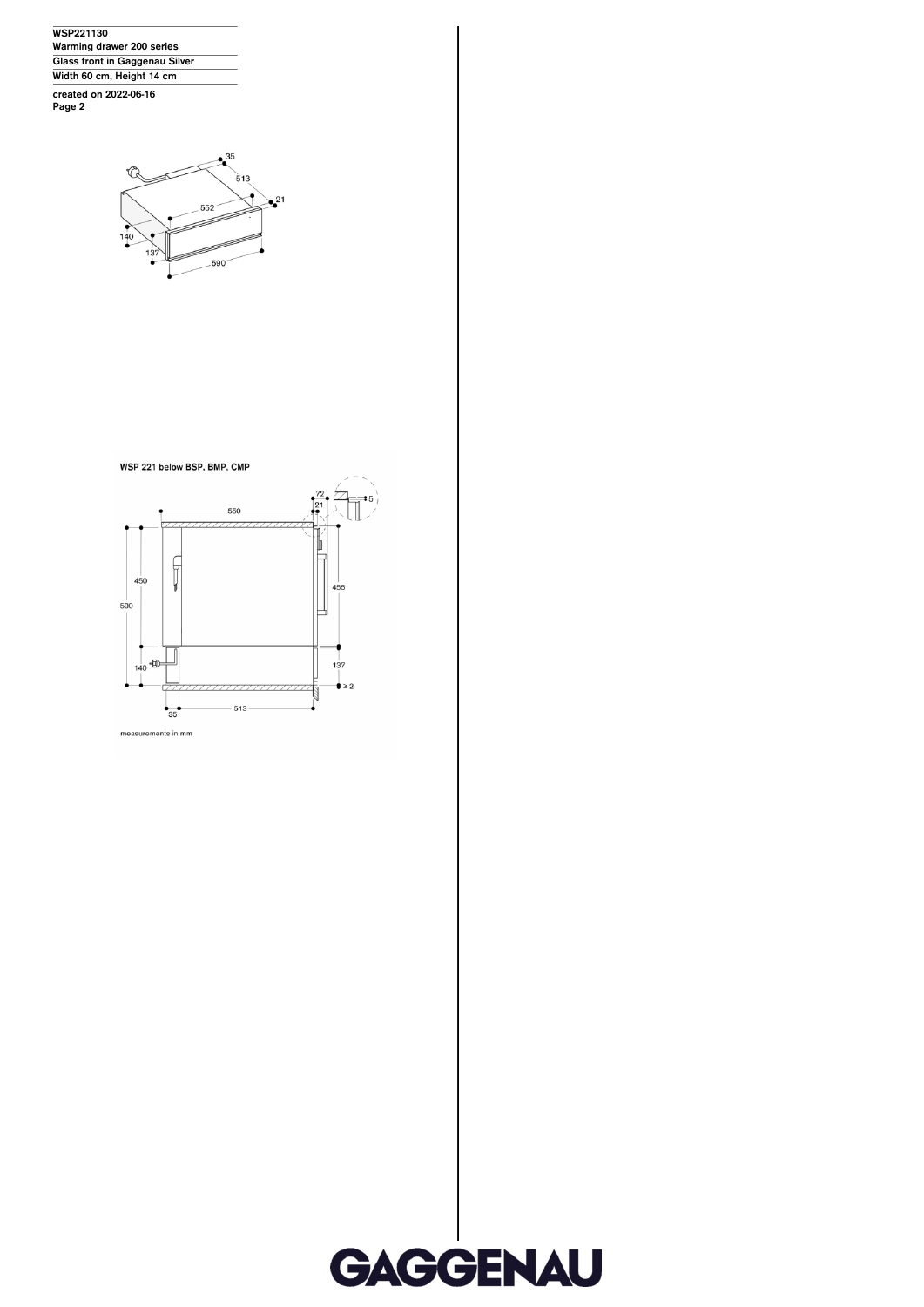WSP221130
Warming drawer 200 series
Glass front in Gaggenau Silver
Width 60 cm, Height 14 cm

created on 2022-06-16

35
513
21
552
140
137
590

WSP 221 below BSP, BMP, CMP

72
21
5
550
450
590
455
140
137
≥ 2
35
513

measurements in mm

GAGGENAU